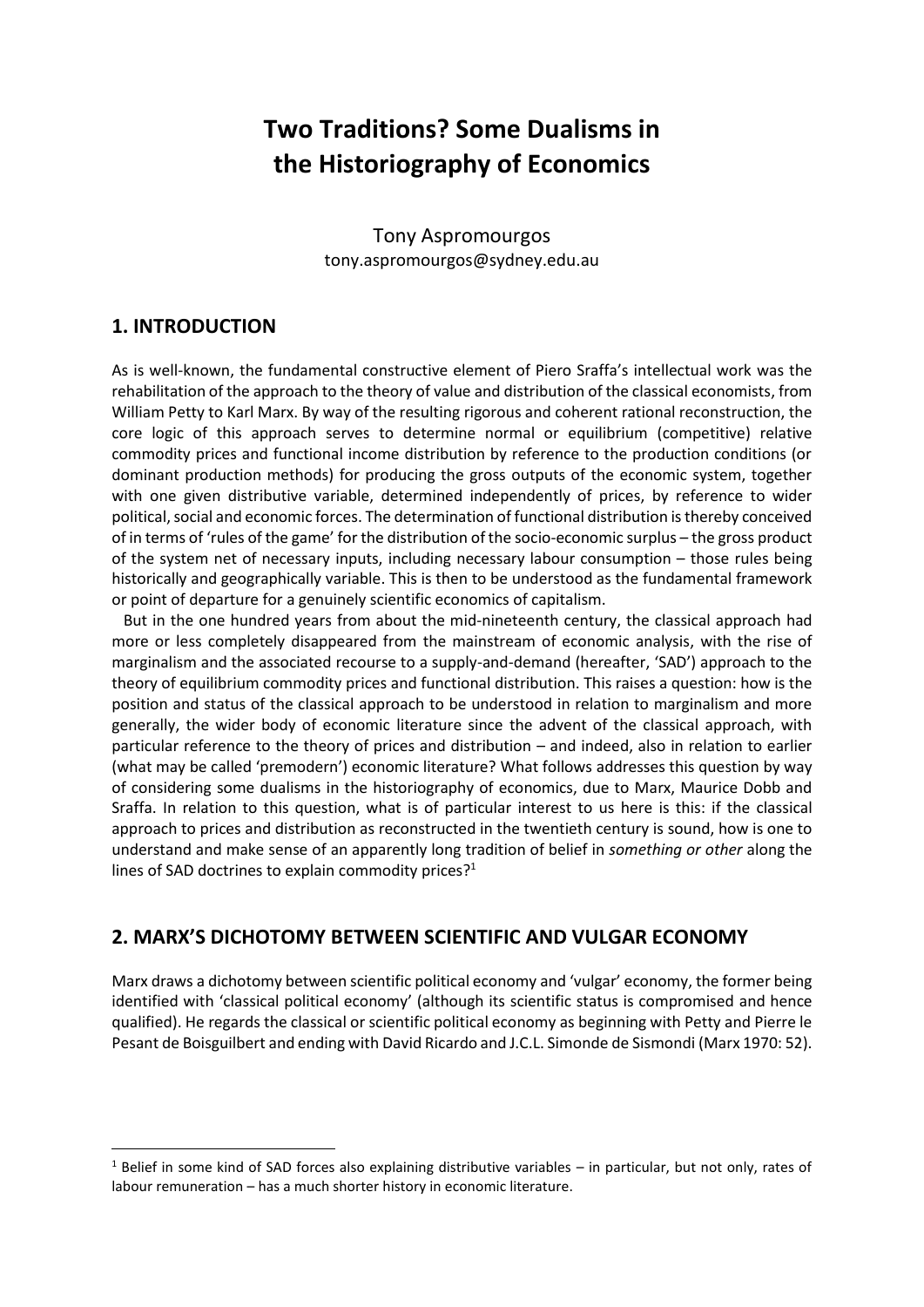# Two Traditions? Some Dualisms in the Historiography of Economics

Tony Aspromourgos
tony.aspromourgos@sydney.edu.au

## 1. INTRODUCTION

As is well-known, the fundamental constructive element of Piero Sraffa's intellectual work was the rehabilitation of the approach to the theory of value and distribution of the classical economists, from William Petty to Karl Marx. By way of the resulting rigorous and coherent rational reconstruction, the core logic of this approach serves to determine normal or equilibrium (competitive) relative commodity prices and functional income distribution by reference to the production conditions (or dominant production methods) for producing the gross outputs of the economic system, together with one given distributive variable, determined independently of prices, by reference to wider political, social and economic forces. The determination of functional distribution is thereby conceived of in terms of 'rules of the game' for the distribution of the socio-economic surplus – the gross product of the system net of necessary inputs, including necessary labour consumption – those rules being historically and geographically variable. This is then to be understood as the fundamental framework or point of departure for a genuinely scientific economics of capitalism.

But in the one hundred years from about the mid-nineteenth century, the classical approach had more or less completely disappeared from the mainstream of economic analysis, with the rise of marginalism and the associated recourse to a supply-and-demand (hereafter, 'SAD') approach to the theory of equilibrium commodity prices and functional distribution. This raises a question: how is the position and status of the classical approach to be understood in relation to marginalism and more generally, the wider body of economic literature since the advent of the classical approach, with particular reference to the theory of prices and distribution – and indeed, also in relation to earlier (what may be called 'premodern') economic literature? What follows addresses this question by way of considering some dualisms in the historiography of economics, due to Marx, Maurice Dobb and Sraffa. In relation to this question, what is of particular interest to us here is this: if the classical approach to prices and distribution as reconstructed in the twentieth century is sound, how is one to understand and make sense of an apparently long tradition of belief in *something or other* along the lines of SAD doctrines to explain commodity prices?[1]

## 2. MARX'S DICHOTOMY BETWEEN SCIENTIFIC AND VULGAR ECONOMY

Marx draws a dichotomy between scientific political economy and 'vulgar' economy, the former being identified with 'classical political economy' (although its scientific status is compromised and hence qualified). He regards the classical or scientific political economy as beginning with Petty and Pierre le Pesant de Boisguilbert and ending with David Ricardo and J.C.L. Simonde de Sismondi (Marx 1970: 52).

[1] Belief in some kind of SAD forces also explaining distributive variables – in particular, but not only, rates of labour remuneration – has a much shorter history in economic literature.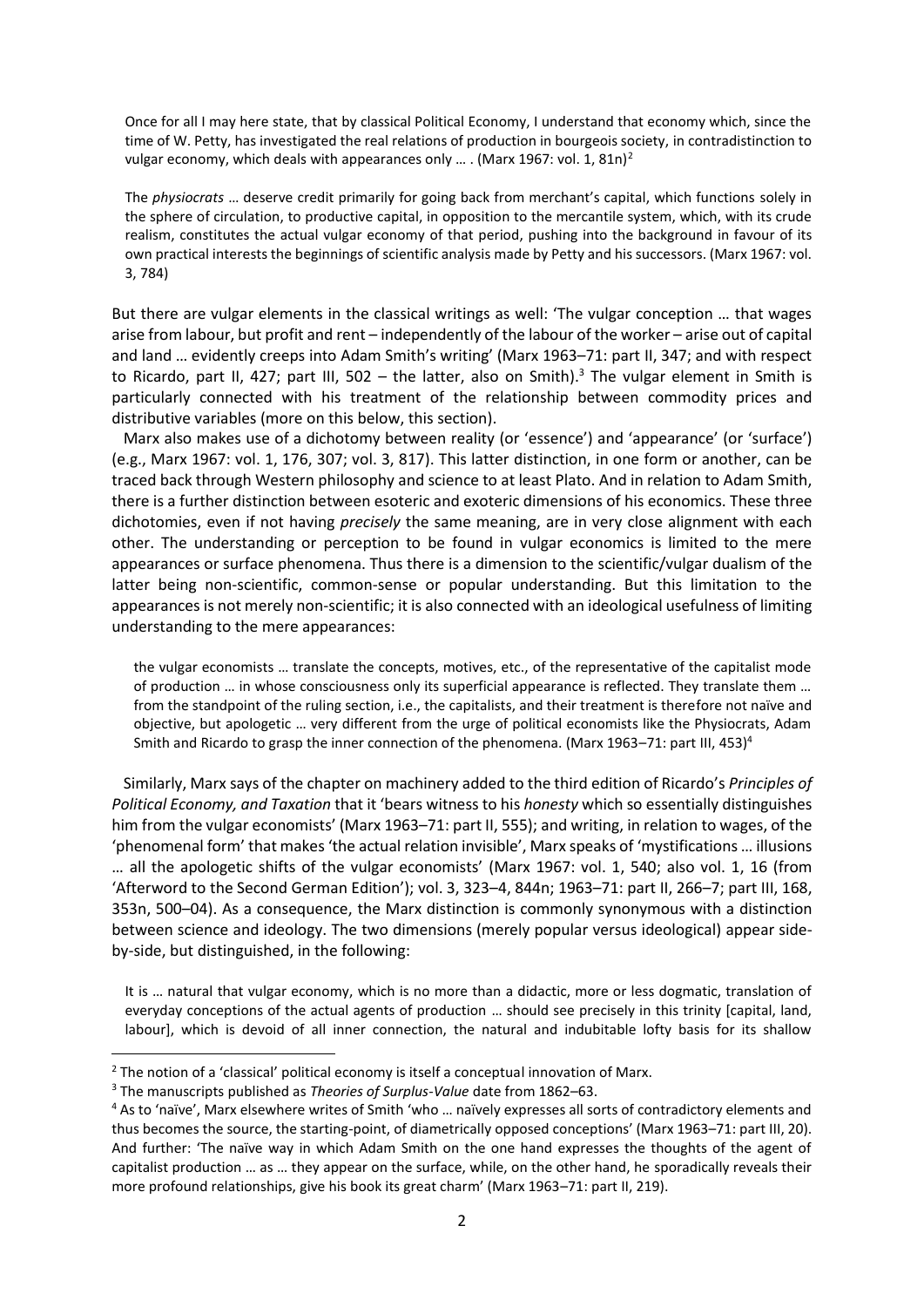> Once for all I may here state, that by classical Political Economy, I understand that economy which, since the time of W. Petty, has investigated the real relations of production in bourgeois society, in contradistinction to vulgar economy, which deals with appearances only … . (Marx 1967: vol. 1, 81n)[2]

> The *physiocrats* … deserve credit primarily for going back from merchant's capital, which functions solely in the sphere of circulation, to productive capital, in opposition to the mercantile system, which, with its crude realism, constitutes the actual vulgar economy of that period, pushing into the background in favour of its own practical interests the beginnings of scientific analysis made by Petty and his successors. (Marx 1967: vol. 3, 784)

But there are vulgar elements in the classical writings as well: 'The vulgar conception … that wages arise from labour, but profit and rent – independently of the labour of the worker – arise out of capital and land … evidently creeps into Adam Smith's writing' (Marx 1963–71: part II, 347; and with respect to Ricardo, part II, 427; part III, 502 – the latter, also on Smith).[3] The vulgar element in Smith is particularly connected with his treatment of the relationship between commodity prices and distributive variables (more on this below, this section).

Marx also makes use of a dichotomy between reality (or 'essence') and 'appearance' (or 'surface') (e.g., Marx 1967: vol. 1, 176, 307; vol. 3, 817). This latter distinction, in one form or another, can be traced back through Western philosophy and science to at least Plato. And in relation to Adam Smith, there is a further distinction between esoteric and exoteric dimensions of his economics. These three dichotomies, even if not having *precisely* the same meaning, are in very close alignment with each other. The understanding or perception to be found in vulgar economics is limited to the mere appearances or surface phenomena. Thus there is a dimension to the scientific/vulgar dualism of the latter being non-scientific, common-sense or popular understanding. But this limitation to the appearances is not merely non-scientific; it is also connected with an ideological usefulness of limiting understanding to the mere appearances:

> the vulgar economists … translate the concepts, motives, etc., of the representative of the capitalist mode of production … in whose consciousness only its superficial appearance is reflected. They translate them … from the standpoint of the ruling section, i.e., the capitalists, and their treatment is therefore not naïve and objective, but apologetic … very different from the urge of political economists like the Physiocrats, Adam Smith and Ricardo to grasp the inner connection of the phenomena. (Marx 1963–71: part III, 453)[4]

Similarly, Marx says of the chapter on machinery added to the third edition of Ricardo's *Principles of Political Economy, and Taxation* that it 'bears witness to his *honesty* which so essentially distinguishes him from the vulgar economists' (Marx 1963–71: part II, 555); and writing, in relation to wages, of the 'phenomenal form' that makes 'the actual relation invisible', Marx speaks of 'mystifications … illusions … all the apologetic shifts of the vulgar economists' (Marx 1967: vol. 1, 540; also vol. 1, 16 (from 'Afterword to the Second German Edition'); vol. 3, 323–4, 844n; 1963–71: part II, 266–7; part III, 168, 353n, 500–04). As a consequence, the Marx distinction is commonly synonymous with a distinction between science and ideology. The two dimensions (merely popular versus ideological) appear side-by-side, but distinguished, in the following:

> It is … natural that vulgar economy, which is no more than a didactic, more or less dogmatic, translation of everyday conceptions of the actual agents of production … should see precisely in this trinity [capital, land, labour], which is devoid of all inner connection, the natural and indubitable lofty basis for its shallow

---

[2] The notion of a 'classical' political economy is itself a conceptual innovation of Marx.

[3] The manuscripts published as *Theories of Surplus-Value* date from 1862–63.

[4] As to 'naïve', Marx elsewhere writes of Smith 'who … naïvely expresses all sorts of contradictory elements and thus becomes the source, the starting-point, of diametrically opposed conceptions' (Marx 1963–71: part III, 20). And further: 'The naïve way in which Adam Smith on the one hand expresses the thoughts of the agent of capitalist production … as … they appear on the surface, while, on the other hand, he sporadically reveals their more profound relationships, give his book its great charm' (Marx 1963–71: part II, 219).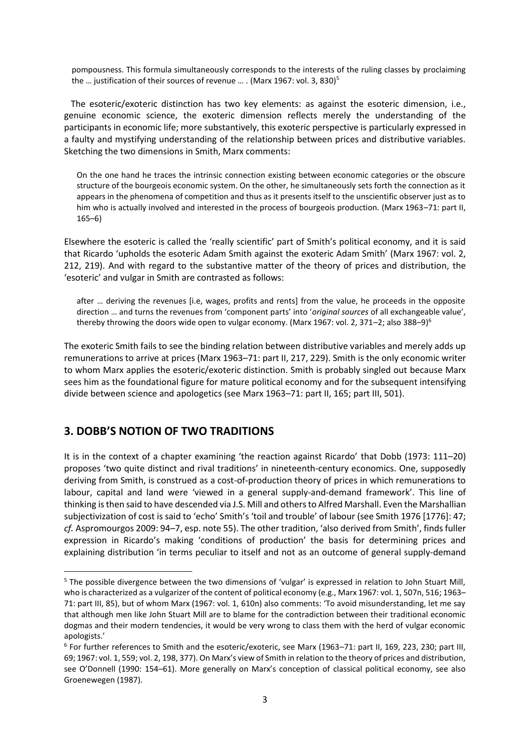> pompousness. This formula simultaneously corresponds to the interests of the ruling classes by proclaiming the … justification of their sources of revenue … . (Marx 1967: vol. 3, 830)[5]

The esoteric/exoteric distinction has two key elements: as against the esoteric dimension, i.e., genuine economic science, the exoteric dimension reflects merely the understanding of the participants in economic life; more substantively, this exoteric perspective is particularly expressed in a faulty and mystifying understanding of the relationship between prices and distributive variables. Sketching the two dimensions in Smith, Marx comments:

> On the one hand he traces the intrinsic connection existing between economic categories or the obscure structure of the bourgeois economic system. On the other, he simultaneously sets forth the connection as it appears in the phenomena of competition and thus as it presents itself to the unscientific observer just as to him who is actually involved and interested in the process of bourgeois production. (Marx 1963–71: part II, 165–6)

Elsewhere the esoteric is called the 'really scientific' part of Smith's political economy, and it is said that Ricardo 'upholds the esoteric Adam Smith against the exoteric Adam Smith' (Marx 1967: vol. 2, 212, 219). And with regard to the substantive matter of the theory of prices and distribution, the 'esoteric' and vulgar in Smith are contrasted as follows:

> after … deriving the revenues [i.e, wages, profits and rents] from the value, he proceeds in the opposite direction … and turns the revenues from 'component parts' into '*original sources* of all exchangeable value', thereby throwing the doors wide open to vulgar economy. (Marx 1967: vol. 2, 371–2; also 388–9)[6]

The exoteric Smith fails to see the binding relation between distributive variables and merely adds up remunerations to arrive at prices (Marx 1963–71: part II, 217, 229). Smith is the only economic writer to whom Marx applies the esoteric/exoteric distinction. Smith is probably singled out because Marx sees him as the foundational figure for mature political economy and for the subsequent intensifying divide between science and apologetics (see Marx 1963–71: part II, 165; part III, 501).

## 3. DOBB'S NOTION OF TWO TRADITIONS

It is in the context of a chapter examining 'the reaction against Ricardo' that Dobb (1973: 111–20) proposes 'two quite distinct and rival traditions' in nineteenth-century economics. One, supposedly deriving from Smith, is construed as a cost-of-production theory of prices in which remunerations to labour, capital and land were 'viewed in a general supply-and-demand framework'. This line of thinking is then said to have descended via J.S. Mill and others to Alfred Marshall. Even the Marshallian subjectivization of cost is said to 'echo' Smith's 'toil and trouble' of labour (see Smith 1976 [1776]: 47; *cf.* Aspromourgos 2009: 94–7, esp. note 55). The other tradition, 'also derived from Smith', finds fuller expression in Ricardo's making 'conditions of production' the basis for determining prices and explaining distribution 'in terms peculiar to itself and not as an outcome of general supply-demand

---

[5] The possible divergence between the two dimensions of 'vulgar' is expressed in relation to John Stuart Mill, who is characterized as a vulgarizer of the content of political economy (e.g., Marx 1967: vol. 1, 507n, 516; 1963–71: part III, 85), but of whom Marx (1967: vol. 1, 610n) also comments: 'To avoid misunderstanding, let me say that although men like John Stuart Mill are to blame for the contradiction between their traditional economic dogmas and their modern tendencies, it would be very wrong to class them with the herd of vulgar economic apologists.'

[6] For further references to Smith and the esoteric/exoteric, see Marx (1963–71: part II, 169, 223, 230; part III, 69; 1967: vol. 1, 559; vol. 2, 198, 377). On Marx's view of Smith in relation to the theory of prices and distribution, see O'Donnell (1990: 154–61). More generally on Marx's conception of classical political economy, see also Groenewegen (1987).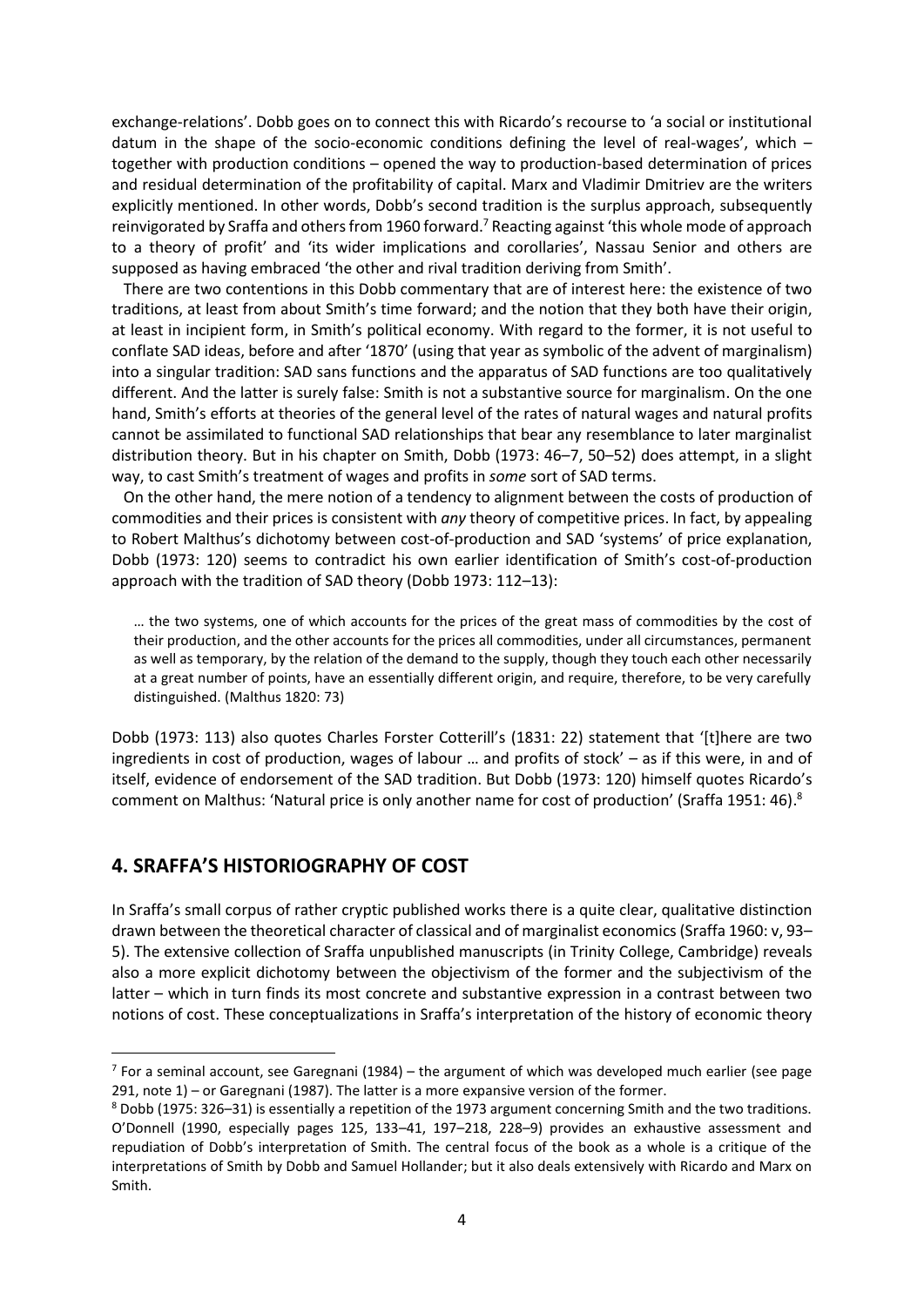exchange-relations'. Dobb goes on to connect this with Ricardo's recourse to 'a social or institutional datum in the shape of the socio-economic conditions defining the level of real-wages', which – together with production conditions – opened the way to production-based determination of prices and residual determination of the profitability of capital. Marx and Vladimir Dmitriev are the writers explicitly mentioned. In other words, Dobb's second tradition is the surplus approach, subsequently reinvigorated by Sraffa and others from 1960 forward.[7] Reacting against 'this whole mode of approach to a theory of profit' and 'its wider implications and corollaries', Nassau Senior and others are supposed as having embraced 'the other and rival tradition deriving from Smith'.

There are two contentions in this Dobb commentary that are of interest here: the existence of two traditions, at least from about Smith's time forward; and the notion that they both have their origin, at least in incipient form, in Smith's political economy. With regard to the former, it is not useful to conflate SAD ideas, before and after '1870' (using that year as symbolic of the advent of marginalism) into a singular tradition: SAD sans functions and the apparatus of SAD functions are too qualitatively different. And the latter is surely false: Smith is not a substantive source for marginalism. On the one hand, Smith's efforts at theories of the general level of the rates of natural wages and natural profits cannot be assimilated to functional SAD relationships that bear any resemblance to later marginalist distribution theory. But in his chapter on Smith, Dobb (1973: 46–7, 50–52) does attempt, in a slight way, to cast Smith's treatment of wages and profits in *some* sort of SAD terms.

On the other hand, the mere notion of a tendency to alignment between the costs of production of commodities and their prices is consistent with *any* theory of competitive prices. In fact, by appealing to Robert Malthus's dichotomy between cost-of-production and SAD 'systems' of price explanation, Dobb (1973: 120) seems to contradict his own earlier identification of Smith's cost-of-production approach with the tradition of SAD theory (Dobb 1973: 112–13):

> … the two systems, one of which accounts for the prices of the great mass of commodities by the cost of their production, and the other accounts for the prices all commodities, under all circumstances, permanent as well as temporary, by the relation of the demand to the supply, though they touch each other necessarily at a great number of points, have an essentially different origin, and require, therefore, to be very carefully distinguished. (Malthus 1820: 73)

Dobb (1973: 113) also quotes Charles Forster Cotterill's (1831: 22) statement that '[t]here are two ingredients in cost of production, wages of labour … and profits of stock' – as if this were, in and of itself, evidence of endorsement of the SAD tradition. But Dobb (1973: 120) himself quotes Ricardo's comment on Malthus: 'Natural price is only another name for cost of production' (Sraffa 1951: 46).[8]

## 4. SRAFFA'S HISTORIOGRAPHY OF COST

In Sraffa's small corpus of rather cryptic published works there is a quite clear, qualitative distinction drawn between the theoretical character of classical and of marginalist economics (Sraffa 1960: v, 93–5). The extensive collection of Sraffa unpublished manuscripts (in Trinity College, Cambridge) reveals also a more explicit dichotomy between the objectivism of the former and the subjectivism of the latter – which in turn finds its most concrete and substantive expression in a contrast between two notions of cost. These conceptualizations in Sraffa's interpretation of the history of economic theory

---

[7] For a seminal account, see Garegnani (1984) – the argument of which was developed much earlier (see page 291, note 1) – or Garegnani (1987). The latter is a more expansive version of the former.

[8] Dobb (1975: 326–31) is essentially a repetition of the 1973 argument concerning Smith and the two traditions. O'Donnell (1990, especially pages 125, 133–41, 197–218, 228–9) provides an exhaustive assessment and repudiation of Dobb's interpretation of Smith. The central focus of the book as a whole is a critique of the interpretations of Smith by Dobb and Samuel Hollander; but it also deals extensively with Ricardo and Marx on Smith.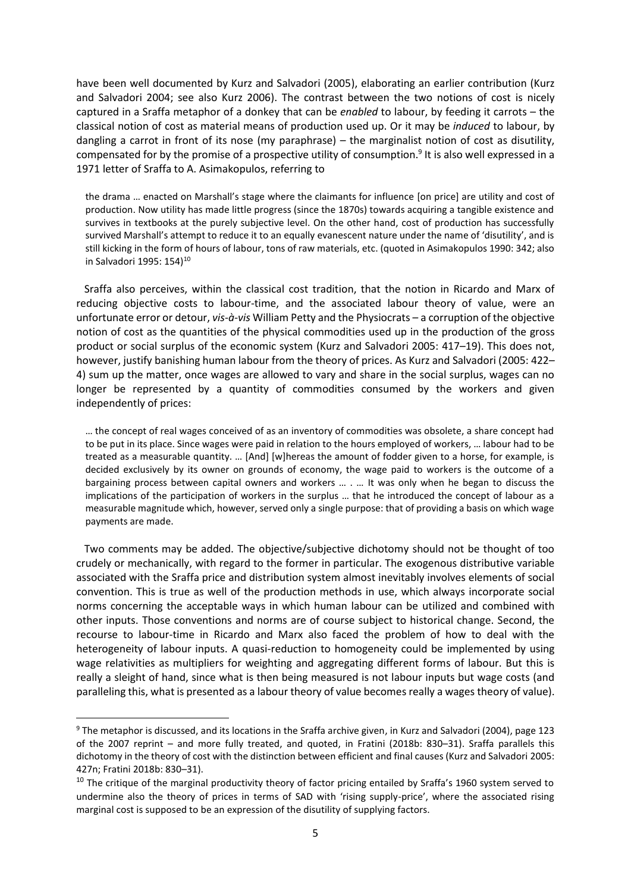have been well documented by Kurz and Salvadori (2005), elaborating an earlier contribution (Kurz and Salvadori 2004; see also Kurz 2006). The contrast between the two notions of cost is nicely captured in a Sraffa metaphor of a donkey that can be *enabled* to labour, by feeding it carrots – the classical notion of cost as material means of production used up. Or it may be *induced* to labour, by dangling a carrot in front of its nose (my paraphrase) – the marginalist notion of cost as disutility, compensated for by the promise of a prospective utility of consumption.[9] It is also well expressed in a 1971 letter of Sraffa to A. Asimakopulos, referring to

> the drama … enacted on Marshall's stage where the claimants for influence [on price] are utility and cost of production. Now utility has made little progress (since the 1870s) towards acquiring a tangible existence and survives in textbooks at the purely subjective level. On the other hand, cost of production has successfully survived Marshall's attempt to reduce it to an equally evanescent nature under the name of 'disutility', and is still kicking in the form of hours of labour, tons of raw materials, etc. (quoted in Asimakopulos 1990: 342; also in Salvadori 1995: 154)[10]

Sraffa also perceives, within the classical cost tradition, that the notion in Ricardo and Marx of reducing objective costs to labour-time, and the associated labour theory of value, were an unfortunate error or detour, *vis-à-vis* William Petty and the Physiocrats – a corruption of the objective notion of cost as the quantities of the physical commodities used up in the production of the gross product or social surplus of the economic system (Kurz and Salvadori 2005: 417–19). This does not, however, justify banishing human labour from the theory of prices. As Kurz and Salvadori (2005: 422–4) sum up the matter, once wages are allowed to vary and share in the social surplus, wages can no longer be represented by a quantity of commodities consumed by the workers and given independently of prices:

> … the concept of real wages conceived of as an inventory of commodities was obsolete, a share concept had to be put in its place. Since wages were paid in relation to the hours employed of workers, … labour had to be treated as a measurable quantity. … [And] [w]hereas the amount of fodder given to a horse, for example, is decided exclusively by its owner on grounds of economy, the wage paid to workers is the outcome of a bargaining process between capital owners and workers … . … It was only when he began to discuss the implications of the participation of workers in the surplus … that he introduced the concept of labour as a measurable magnitude which, however, served only a single purpose: that of providing a basis on which wage payments are made.

Two comments may be added. The objective/subjective dichotomy should not be thought of too crudely or mechanically, with regard to the former in particular. The exogenous distributive variable associated with the Sraffa price and distribution system almost inevitably involves elements of social convention. This is true as well of the production methods in use, which always incorporate social norms concerning the acceptable ways in which human labour can be utilized and combined with other inputs. Those conventions and norms are of course subject to historical change. Second, the recourse to labour-time in Ricardo and Marx also faced the problem of how to deal with the heterogeneity of labour inputs. A quasi-reduction to homogeneity could be implemented by using wage relativities as multipliers for weighting and aggregating different forms of labour. But this is really a sleight of hand, since what is then being measured is not labour inputs but wage costs (and paralleling this, what is presented as a labour theory of value becomes really a wages theory of value).

---

[9] The metaphor is discussed, and its locations in the Sraffa archive given, in Kurz and Salvadori (2004), page 123 of the 2007 reprint – and more fully treated, and quoted, in Fratini (2018b: 830–31). Sraffa parallels this dichotomy in the theory of cost with the distinction between efficient and final causes (Kurz and Salvadori 2005: 427n; Fratini 2018b: 830–31).

[10] The critique of the marginal productivity theory of factor pricing entailed by Sraffa's 1960 system served to undermine also the theory of prices in terms of SAD with 'rising supply-price', where the associated rising marginal cost is supposed to be an expression of the disutility of supplying factors.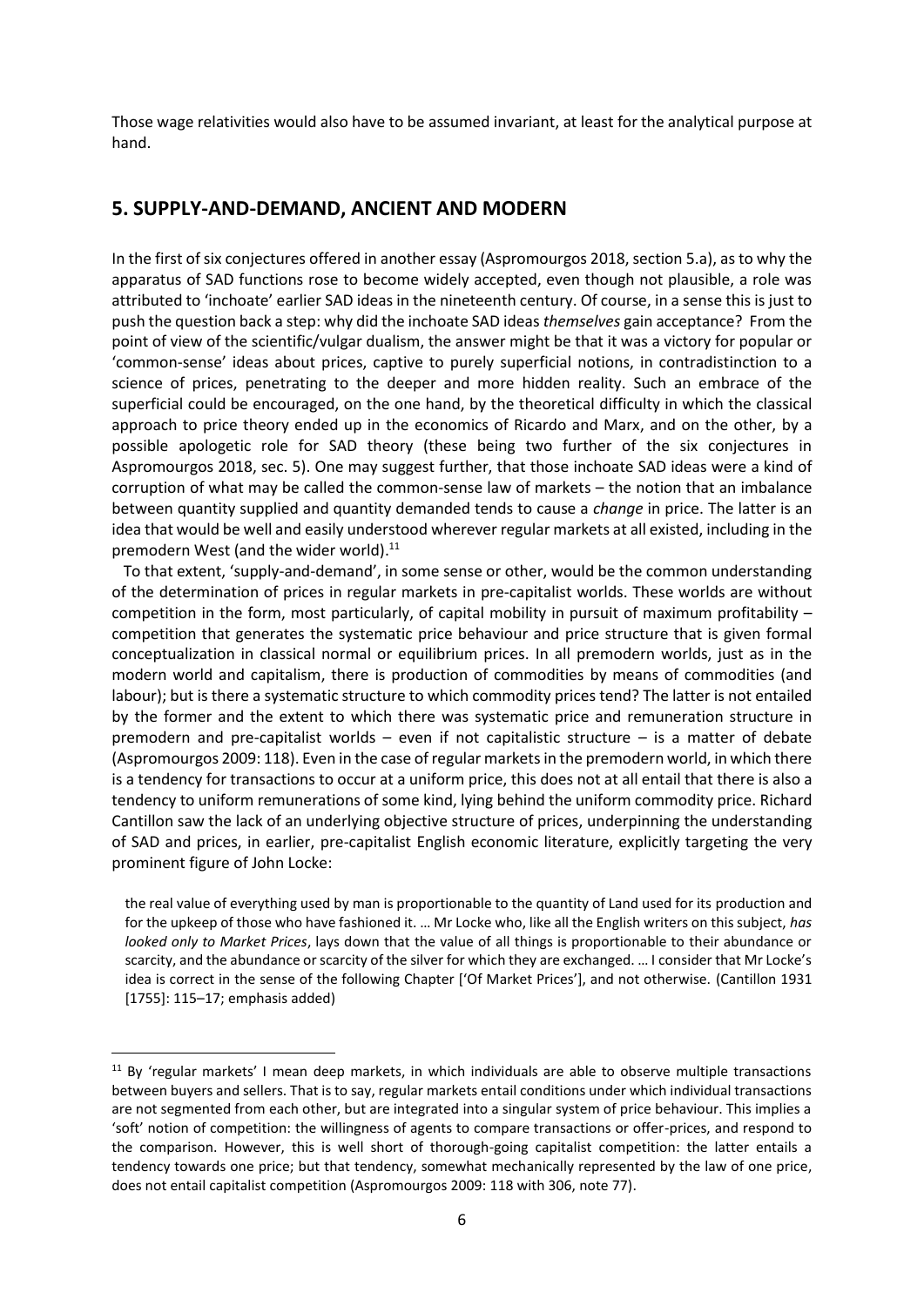Those wage relativities would also have to be assumed invariant, at least for the analytical purpose at hand.

## 5. SUPPLY-AND-DEMAND, ANCIENT AND MODERN

In the first of six conjectures offered in another essay (Aspromourgos 2018, section 5.a), as to why the apparatus of SAD functions rose to become widely accepted, even though not plausible, a role was attributed to 'inchoate' earlier SAD ideas in the nineteenth century. Of course, in a sense this is just to push the question back a step: why did the inchoate SAD ideas *themselves* gain acceptance? From the point of view of the scientific/vulgar dualism, the answer might be that it was a victory for popular or 'common-sense' ideas about prices, captive to purely superficial notions, in contradistinction to a science of prices, penetrating to the deeper and more hidden reality. Such an embrace of the superficial could be encouraged, on the one hand, by the theoretical difficulty in which the classical approach to price theory ended up in the economics of Ricardo and Marx, and on the other, by a possible apologetic role for SAD theory (these being two further of the six conjectures in Aspromourgos 2018, sec. 5). One may suggest further, that those inchoate SAD ideas were a kind of corruption of what may be called the common-sense law of markets – the notion that an imbalance between quantity supplied and quantity demanded tends to cause a *change* in price. The latter is an idea that would be well and easily understood wherever regular markets at all existed, including in the premodern West (and the wider world).[11]

To that extent, 'supply-and-demand', in some sense or other, would be the common understanding of the determination of prices in regular markets in pre-capitalist worlds. These worlds are without competition in the form, most particularly, of capital mobility in pursuit of maximum profitability – competition that generates the systematic price behaviour and price structure that is given formal conceptualization in classical normal or equilibrium prices. In all premodern worlds, just as in the modern world and capitalism, there is production of commodities by means of commodities (and labour); but is there a systematic structure to which commodity prices tend? The latter is not entailed by the former and the extent to which there was systematic price and remuneration structure in premodern and pre-capitalist worlds – even if not capitalistic structure – is a matter of debate (Aspromourgos 2009: 118). Even in the case of regular markets in the premodern world, in which there is a tendency for transactions to occur at a uniform price, this does not at all entail that there is also a tendency to uniform remunerations of some kind, lying behind the uniform commodity price. Richard Cantillon saw the lack of an underlying objective structure of prices, underpinning the understanding of SAD and prices, in earlier, pre-capitalist English economic literature, explicitly targeting the very prominent figure of John Locke:

> the real value of everything used by man is proportionable to the quantity of Land used for its production and for the upkeep of those who have fashioned it. … Mr Locke who, like all the English writers on this subject, *has looked only to Market Prices*, lays down that the value of all things is proportionable to their abundance or scarcity, and the abundance or scarcity of the silver for which they are exchanged. … I consider that Mr Locke's idea is correct in the sense of the following Chapter ['Of Market Prices'], and not otherwise. (Cantillon 1931 [1755]: 115–17; emphasis added)

---

[11] By 'regular markets' I mean deep markets, in which individuals are able to observe multiple transactions between buyers and sellers. That is to say, regular markets entail conditions under which individual transactions are not segmented from each other, but are integrated into a singular system of price behaviour. This implies a 'soft' notion of competition: the willingness of agents to compare transactions or offer-prices, and respond to the comparison. However, this is well short of thorough-going capitalist competition: the latter entails a tendency towards one price; but that tendency, somewhat mechanically represented by the law of one price, does not entail capitalist competition (Aspromourgos 2009: 118 with 306, note 77).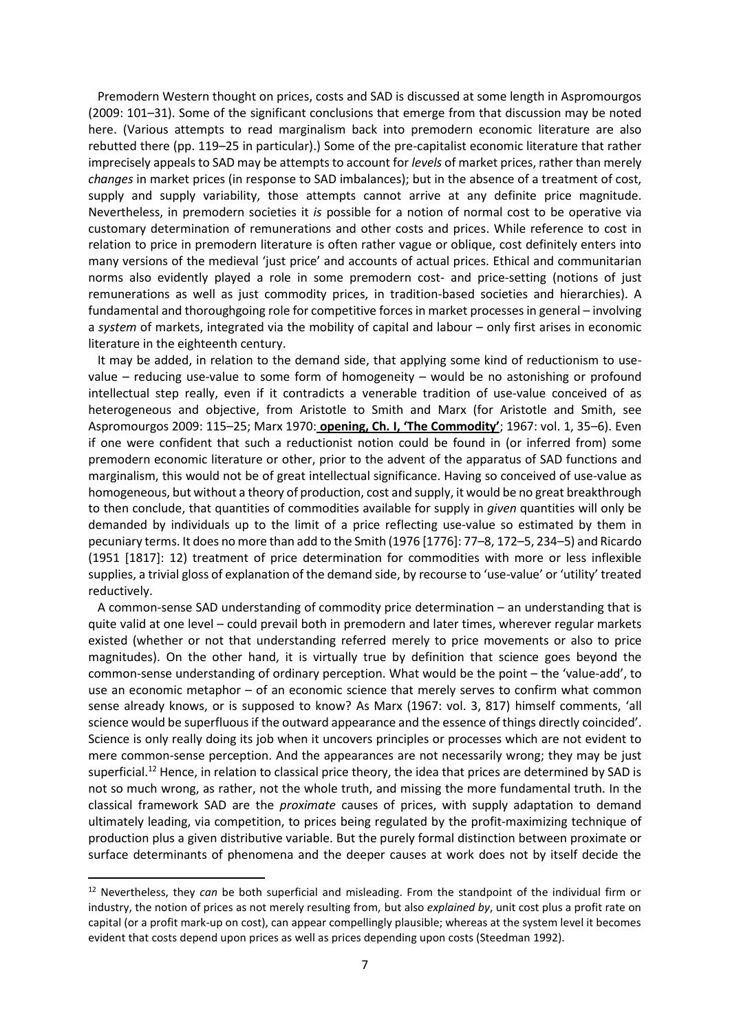Premodern Western thought on prices, costs and SAD is discussed at some length in Aspromourgos (2009: 101–31). Some of the significant conclusions that emerge from that discussion may be noted here. (Various attempts to read marginalism back into premodern economic literature are also rebutted there (pp. 119–25 in particular).) Some of the pre-capitalist economic literature that rather imprecisely appeals to SAD may be attempts to account for *levels* of market prices, rather than merely *changes* in market prices (in response to SAD imbalances); but in the absence of a treatment of cost, supply and supply variability, those attempts cannot arrive at any definite price magnitude. Nevertheless, in premodern societies it *is* possible for a notion of normal cost to be operative via customary determination of remunerations and other costs and prices. While reference to cost in relation to price in premodern literature is often rather vague or oblique, cost definitely enters into many versions of the medieval 'just price' and accounts of actual prices. Ethical and communitarian norms also evidently played a role in some premodern cost- and price-setting (notions of just remunerations as well as just commodity prices, in tradition-based societies and hierarchies). A fundamental and thoroughgoing role for competitive forces in market processes in general – involving a *system* of markets, integrated via the mobility of capital and labour – only first arises in economic literature in the eighteenth century.

It may be added, in relation to the demand side, that applying some kind of reductionism to use-value – reducing use-value to some form of homogeneity – would be no astonishing or profound intellectual step really, even if it contradicts a venerable tradition of use-value conceived of as heterogeneous and objective, from Aristotle to Smith and Marx (for Aristotle and Smith, see Aspromourgos 2009: 115–25; Marx 1970: **opening, Ch. I, 'The Commodity'**; 1967: vol. 1, 35–6). Even if one were confident that such a reductionist notion could be found in (or inferred from) some premodern economic literature or other, prior to the advent of the apparatus of SAD functions and marginalism, this would not be of great intellectual significance. Having so conceived of use-value as homogeneous, but without a theory of production, cost and supply, it would be no great breakthrough to then conclude, that quantities of commodities available for supply in *given* quantities will only be demanded by individuals up to the limit of a price reflecting use-value so estimated by them in pecuniary terms. It does no more than add to the Smith (1976 [1776]: 77–8, 172–5, 234–5) and Ricardo (1951 [1817]: 12) treatment of price determination for commodities with more or less inflexible supplies, a trivial gloss of explanation of the demand side, by recourse to 'use-value' or 'utility' treated reductively.

A common-sense SAD understanding of commodity price determination – an understanding that is quite valid at one level – could prevail both in premodern and later times, wherever regular markets existed (whether or not that understanding referred merely to price movements or also to price magnitudes). On the other hand, it is virtually true by definition that science goes beyond the common-sense understanding of ordinary perception. What would be the point – the 'value-add', to use an economic metaphor – of an economic science that merely serves to confirm what common sense already knows, or is supposed to know? As Marx (1967: vol. 3, 817) himself comments, 'all science would be superfluous if the outward appearance and the essence of things directly coincided'. Science is only really doing its job when it uncovers principles or processes which are not evident to mere common-sense perception. And the appearances are not necessarily wrong; they may be just superficial.[12] Hence, in relation to classical price theory, the idea that prices are determined by SAD is not so much wrong, as rather, not the whole truth, and missing the more fundamental truth. In the classical framework SAD are the *proximate* causes of prices, with supply adaptation to demand ultimately leading, via competition, to prices being regulated by the profit-maximizing technique of production plus a given distributive variable. But the purely formal distinction between proximate or surface determinants of phenomena and the deeper causes at work does not by itself decide the

[12] Nevertheless, they *can* be both superficial and misleading. From the standpoint of the individual firm or industry, the notion of prices as not merely resulting from, but also *explained by*, unit cost plus a profit rate on capital (or a profit mark-up on cost), can appear compellingly plausible; whereas at the system level it becomes evident that costs depend upon prices as well as prices depending upon costs (Steedman 1992).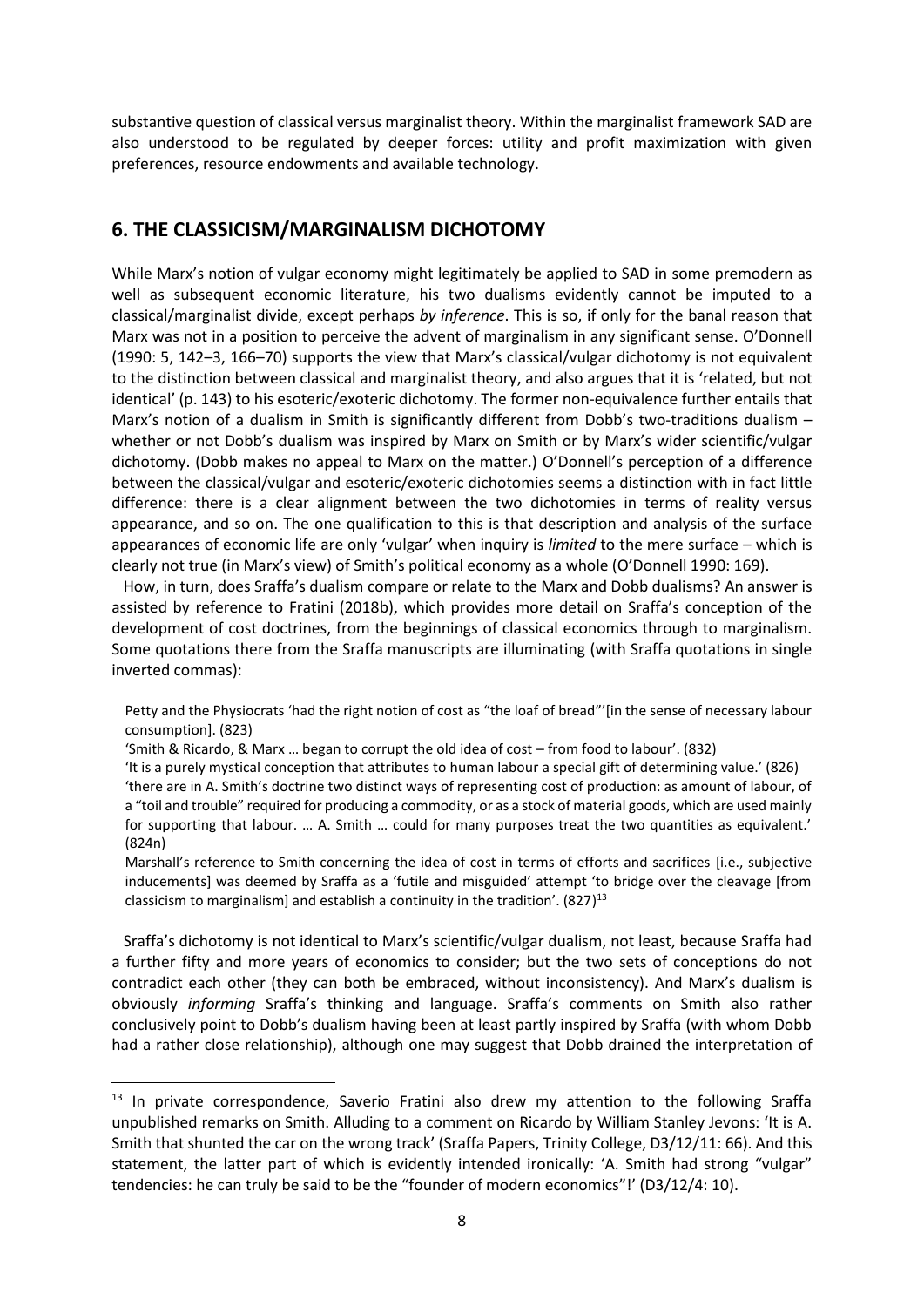substantive question of classical versus marginalist theory. Within the marginalist framework SAD are also understood to be regulated by deeper forces: utility and profit maximization with given preferences, resource endowments and available technology.

## 6. THE CLASSICISM/MARGINALISM DICHOTOMY

While Marx's notion of vulgar economy might legitimately be applied to SAD in some premodern as well as subsequent economic literature, his two dualisms evidently cannot be imputed to a classical/marginalist divide, except perhaps *by inference*. This is so, if only for the banal reason that Marx was not in a position to perceive the advent of marginalism in any significant sense. O'Donnell (1990: 5, 142–3, 166–70) supports the view that Marx's classical/vulgar dichotomy is not equivalent to the distinction between classical and marginalist theory, and also argues that it is 'related, but not identical' (p. 143) to his esoteric/exoteric dichotomy. The former non-equivalence further entails that Marx's notion of a dualism in Smith is significantly different from Dobb's two-traditions dualism – whether or not Dobb's dualism was inspired by Marx on Smith or by Marx's wider scientific/vulgar dichotomy. (Dobb makes no appeal to Marx on the matter.) O'Donnell's perception of a difference between the classical/vulgar and esoteric/exoteric dichotomies seems a distinction with in fact little difference: there is a clear alignment between the two dichotomies in terms of reality versus appearance, and so on. The one qualification to this is that description and analysis of the surface appearances of economic life are only 'vulgar' when inquiry is *limited* to the mere surface – which is clearly not true (in Marx's view) of Smith's political economy as a whole (O'Donnell 1990: 169).

How, in turn, does Sraffa's dualism compare or relate to the Marx and Dobb dualisms? An answer is assisted by reference to Fratini (2018b), which provides more detail on Sraffa's conception of the development of cost doctrines, from the beginnings of classical economics through to marginalism. Some quotations there from the Sraffa manuscripts are illuminating (with Sraffa quotations in single inverted commas):

> Petty and the Physiocrats 'had the right notion of cost as "the loaf of bread"'[in the sense of necessary labour consumption]. (823)
>
> 'Smith & Ricardo, & Marx … began to corrupt the old idea of cost – from food to labour'. (832)
>
> 'It is a purely mystical conception that attributes to human labour a special gift of determining value.' (826)
>
> 'there are in A. Smith's doctrine two distinct ways of representing cost of production: as amount of labour, of a "toil and trouble" required for producing a commodity, or as a stock of material goods, which are used mainly for supporting that labour. … A. Smith … could for many purposes treat the two quantities as equivalent.' (824n)
>
> Marshall's reference to Smith concerning the idea of cost in terms of efforts and sacrifices [i.e., subjective inducements] was deemed by Sraffa as a 'futile and misguided' attempt 'to bridge over the cleavage [from classicism to marginalism] and establish a continuity in the tradition'. (827)[13]

Sraffa's dichotomy is not identical to Marx's scientific/vulgar dualism, not least, because Sraffa had a further fifty and more years of economics to consider; but the two sets of conceptions do not contradict each other (they can both be embraced, without inconsistency). And Marx's dualism is obviously *informing* Sraffa's thinking and language. Sraffa's comments on Smith also rather conclusively point to Dobb's dualism having been at least partly inspired by Sraffa (with whom Dobb had a rather close relationship), although one may suggest that Dobb drained the interpretation of

[13] In private correspondence, Saverio Fratini also drew my attention to the following Sraffa unpublished remarks on Smith. Alluding to a comment on Ricardo by William Stanley Jevons: 'It is A. Smith that shunted the car on the wrong track' (Sraffa Papers, Trinity College, D3/12/11: 66). And this statement, the latter part of which is evidently intended ironically: 'A. Smith had strong "vulgar" tendencies: he can truly be said to be the "founder of modern economics"!' (D3/12/4: 10).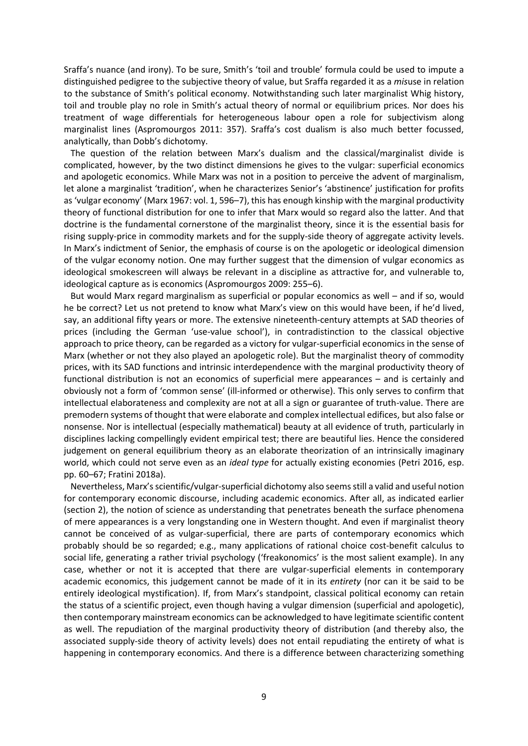Sraffa's nuance (and irony). To be sure, Smith's 'toil and trouble' formula could be used to impute a distinguished pedigree to the subjective theory of value, but Sraffa regarded it as a *mis*use in relation to the substance of Smith's political economy. Notwithstanding such later marginalist Whig history, toil and trouble play no role in Smith's actual theory of normal or equilibrium prices. Nor does his treatment of wage differentials for heterogeneous labour open a role for subjectivism along marginalist lines (Aspromourgos 2011: 357). Sraffa's cost dualism is also much better focussed, analytically, than Dobb's dichotomy.

The question of the relation between Marx's dualism and the classical/marginalist divide is complicated, however, by the two distinct dimensions he gives to the vulgar: superficial economics and apologetic economics. While Marx was not in a position to perceive the advent of marginalism, let alone a marginalist 'tradition', when he characterizes Senior's 'abstinence' justification for profits as 'vulgar economy' (Marx 1967: vol. 1, 596–7), this has enough kinship with the marginal productivity theory of functional distribution for one to infer that Marx would so regard also the latter. And that doctrine is the fundamental cornerstone of the marginalist theory, since it is the essential basis for rising supply-price in commodity markets and for the supply-side theory of aggregate activity levels. In Marx's indictment of Senior, the emphasis of course is on the apologetic or ideological dimension of the vulgar economy notion. One may further suggest that the dimension of vulgar economics as ideological smokescreen will always be relevant in a discipline as attractive for, and vulnerable to, ideological capture as is economics (Aspromourgos 2009: 255–6).

But would Marx regard marginalism as superficial or popular economics as well – and if so, would he be correct? Let us not pretend to know what Marx's view on this would have been, if he'd lived, say, an additional fifty years or more. The extensive nineteenth-century attempts at SAD theories of prices (including the German 'use-value school'), in contradistinction to the classical objective approach to price theory, can be regarded as a victory for vulgar-superficial economics in the sense of Marx (whether or not they also played an apologetic role). But the marginalist theory of commodity prices, with its SAD functions and intrinsic interdependence with the marginal productivity theory of functional distribution is not an economics of superficial mere appearances – and is certainly and obviously not a form of 'common sense' (ill-informed or otherwise). This only serves to confirm that intellectual elaborateness and complexity are not at all a sign or guarantee of truth-value. There are premodern systems of thought that were elaborate and complex intellectual edifices, but also false or nonsense. Nor is intellectual (especially mathematical) beauty at all evidence of truth, particularly in disciplines lacking compellingly evident empirical test; there are beautiful lies. Hence the considered judgement on general equilibrium theory as an elaborate theorization of an intrinsically imaginary world, which could not serve even as an *ideal type* for actually existing economies (Petri 2016, esp. pp. 60–67; Fratini 2018a).

Nevertheless, Marx's scientific/vulgar-superficial dichotomy also seems still a valid and useful notion for contemporary economic discourse, including academic economics. After all, as indicated earlier (section 2), the notion of science as understanding that penetrates beneath the surface phenomena of mere appearances is a very longstanding one in Western thought. And even if marginalist theory cannot be conceived of as vulgar-superficial, there are parts of contemporary economics which probably should be so regarded; e.g., many applications of rational choice cost-benefit calculus to social life, generating a rather trivial psychology ('freakonomics' is the most salient example). In any case, whether or not it is accepted that there are vulgar-superficial elements in contemporary academic economics, this judgement cannot be made of it in its *entirety* (nor can it be said to be entirely ideological mystification). If, from Marx's standpoint, classical political economy can retain the status of a scientific project, even though having a vulgar dimension (superficial and apologetic), then contemporary mainstream economics can be acknowledged to have legitimate scientific content as well. The repudiation of the marginal productivity theory of distribution (and thereby also, the associated supply-side theory of activity levels) does not entail repudiating the entirety of what is happening in contemporary economics. And there is a difference between characterizing something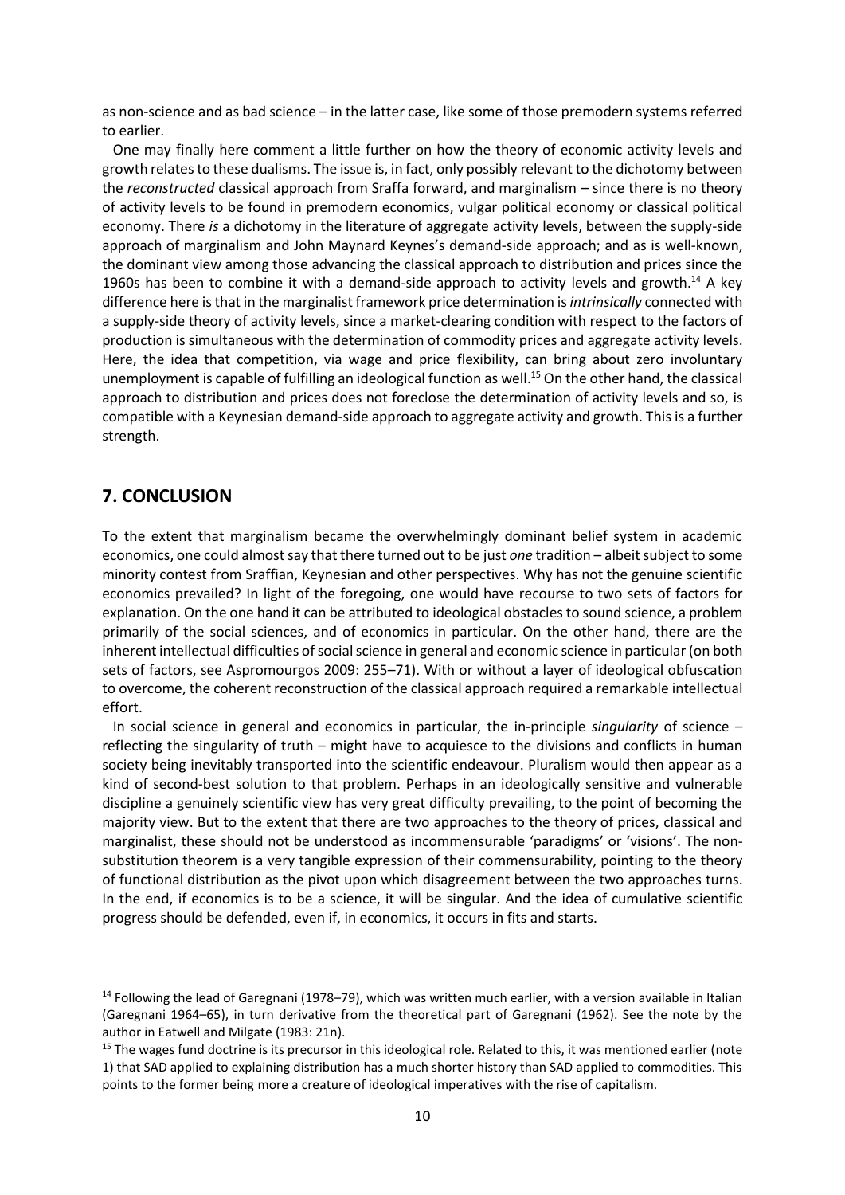as non-science and as bad science – in the latter case, like some of those premodern systems referred to earlier.

One may finally here comment a little further on how the theory of economic activity levels and growth relates to these dualisms. The issue is, in fact, only possibly relevant to the dichotomy between the *reconstructed* classical approach from Sraffa forward, and marginalism – since there is no theory of activity levels to be found in premodern economics, vulgar political economy or classical political economy. There *is* a dichotomy in the literature of aggregate activity levels, between the supply-side approach of marginalism and John Maynard Keynes's demand-side approach; and as is well-known, the dominant view among those advancing the classical approach to distribution and prices since the 1960s has been to combine it with a demand-side approach to activity levels and growth.[14] A key difference here is that in the marginalist framework price determination is *intrinsically* connected with a supply-side theory of activity levels, since a market-clearing condition with respect to the factors of production is simultaneous with the determination of commodity prices and aggregate activity levels. Here, the idea that competition, via wage and price flexibility, can bring about zero involuntary unemployment is capable of fulfilling an ideological function as well.[15] On the other hand, the classical approach to distribution and prices does not foreclose the determination of activity levels and so, is compatible with a Keynesian demand-side approach to aggregate activity and growth. This is a further strength.

## 7. CONCLUSION

To the extent that marginalism became the overwhelmingly dominant belief system in academic economics, one could almost say that there turned out to be just *one* tradition – albeit subject to some minority contest from Sraffian, Keynesian and other perspectives. Why has not the genuine scientific economics prevailed? In light of the foregoing, one would have recourse to two sets of factors for explanation. On the one hand it can be attributed to ideological obstacles to sound science, a problem primarily of the social sciences, and of economics in particular. On the other hand, there are the inherent intellectual difficulties of social science in general and economic science in particular (on both sets of factors, see Aspromourgos 2009: 255–71). With or without a layer of ideological obfuscation to overcome, the coherent reconstruction of the classical approach required a remarkable intellectual effort.

In social science in general and economics in particular, the in-principle *singularity* of science – reflecting the singularity of truth – might have to acquiesce to the divisions and conflicts in human society being inevitably transported into the scientific endeavour. Pluralism would then appear as a kind of second-best solution to that problem. Perhaps in an ideologically sensitive and vulnerable discipline a genuinely scientific view has very great difficulty prevailing, to the point of becoming the majority view. But to the extent that there are two approaches to the theory of prices, classical and marginalist, these should not be understood as incommensurable 'paradigms' or 'visions'. The non-substitution theorem is a very tangible expression of their commensurability, pointing to the theory of functional distribution as the pivot upon which disagreement between the two approaches turns. In the end, if economics is to be a science, it will be singular. And the idea of cumulative scientific progress should be defended, even if, in economics, it occurs in fits and starts.

---

[14] Following the lead of Garegnani (1978–79), which was written much earlier, with a version available in Italian (Garegnani 1964–65), in turn derivative from the theoretical part of Garegnani (1962). See the note by the author in Eatwell and Milgate (1983: 21n).

[15] The wages fund doctrine is its precursor in this ideological role. Related to this, it was mentioned earlier (note 1) that SAD applied to explaining distribution has a much shorter history than SAD applied to commodities. This points to the former being more a creature of ideological imperatives with the rise of capitalism.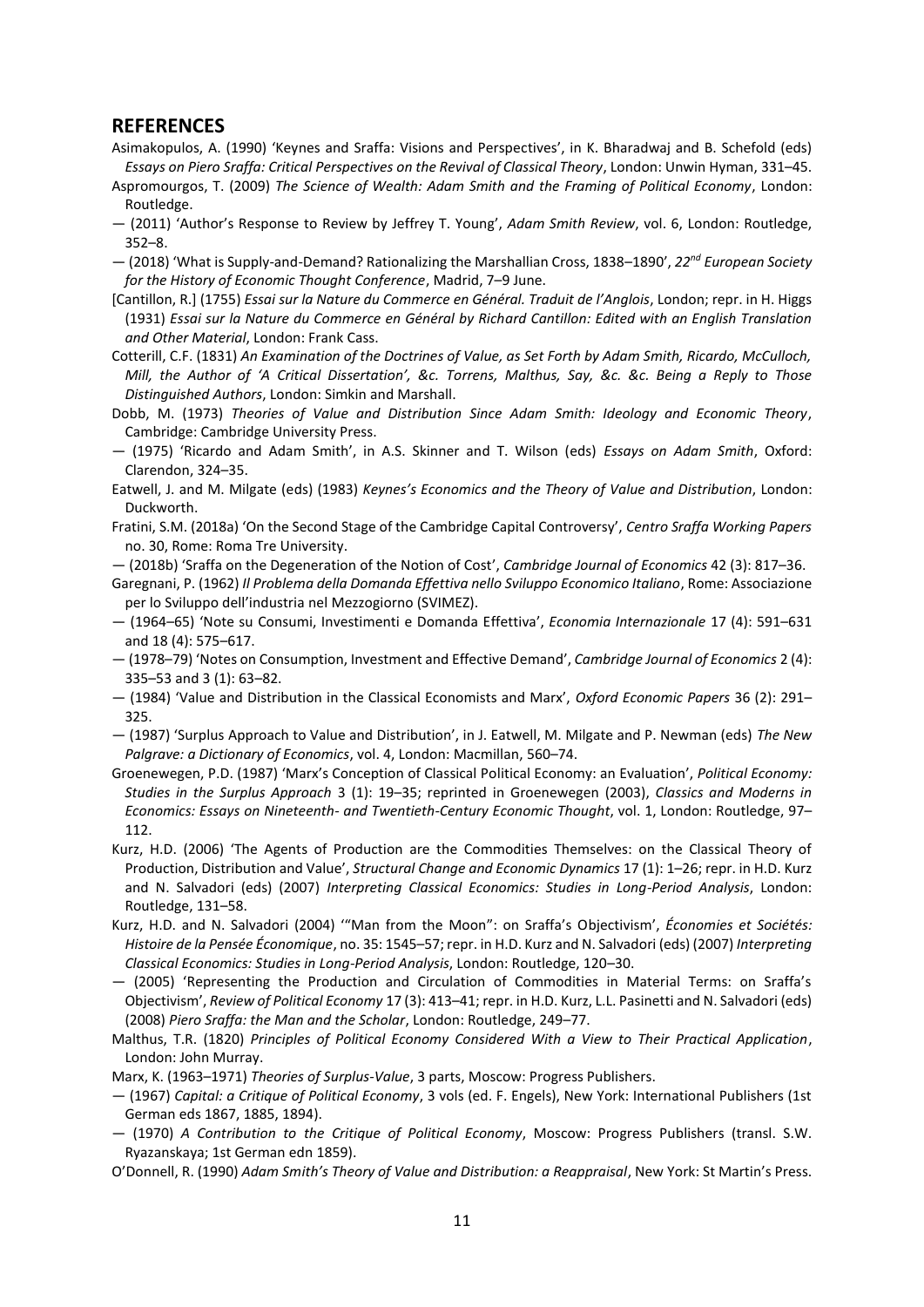## REFERENCES

Asimakopulos, A. (1990) 'Keynes and Sraffa: Visions and Perspectives', in K. Bharadwaj and B. Schefold (eds) *Essays on Piero Sraffa: Critical Perspectives on the Revival of Classical Theory*, London: Unwin Hyman, 331–45.

Aspromourgos, T. (2009) *The Science of Wealth: Adam Smith and the Framing of Political Economy*, London: Routledge.

— (2011) 'Author's Response to Review by Jeffrey T. Young', *Adam Smith Review*, vol. 6, London: Routledge, 352–8.

— (2018) 'What is Supply-and-Demand? Rationalizing the Marshallian Cross, 1838–1890', *22nd European Society for the History of Economic Thought Conference*, Madrid, 7–9 June.

[Cantillon, R.] (1755) *Essai sur la Nature du Commerce en Général. Traduit de l'Anglois*, London; repr. in H. Higgs (1931) *Essai sur la Nature du Commerce en Général by Richard Cantillon: Edited with an English Translation and Other Material*, London: Frank Cass.

Cotterill, C.F. (1831) *An Examination of the Doctrines of Value, as Set Forth by Adam Smith, Ricardo, McCulloch, Mill, the Author of 'A Critical Dissertation', &c. Torrens, Malthus, Say, &c. &c. Being a Reply to Those Distinguished Authors*, London: Simkin and Marshall.

Dobb, M. (1973) *Theories of Value and Distribution Since Adam Smith: Ideology and Economic Theory*, Cambridge: Cambridge University Press.

— (1975) 'Ricardo and Adam Smith', in A.S. Skinner and T. Wilson (eds) *Essays on Adam Smith*, Oxford: Clarendon, 324–35.

Eatwell, J. and M. Milgate (eds) (1983) *Keynes's Economics and the Theory of Value and Distribution*, London: Duckworth.

Fratini, S.M. (2018a) 'On the Second Stage of the Cambridge Capital Controversy', *Centro Sraffa Working Papers* no. 30, Rome: Roma Tre University.

— (2018b) 'Sraffa on the Degeneration of the Notion of Cost', *Cambridge Journal of Economics* 42 (3): 817–36.

Garegnani, P. (1962) *Il Problema della Domanda Effettiva nello Sviluppo Economico Italiano*, Rome: Associazione per lo Sviluppo dell'industria nel Mezzogiorno (SVIMEZ).

— (1964–65) 'Note su Consumi, Investimenti e Domanda Effettiva', *Economia Internazionale* 17 (4): 591–631 and 18 (4): 575–617.

— (1978–79) 'Notes on Consumption, Investment and Effective Demand', *Cambridge Journal of Economics* 2 (4): 335–53 and 3 (1): 63–82.

— (1984) 'Value and Distribution in the Classical Economists and Marx', *Oxford Economic Papers* 36 (2): 291–325.

— (1987) 'Surplus Approach to Value and Distribution', in J. Eatwell, M. Milgate and P. Newman (eds) *The New Palgrave: a Dictionary of Economics*, vol. 4, London: Macmillan, 560–74.

Groenewegen, P.D. (1987) 'Marx's Conception of Classical Political Economy: an Evaluation', *Political Economy: Studies in the Surplus Approach* 3 (1): 19–35; reprinted in Groenewegen (2003), *Classics and Moderns in Economics: Essays on Nineteenth- and Twentieth-Century Economic Thought*, vol. 1, London: Routledge, 97–112.

Kurz, H.D. (2006) 'The Agents of Production are the Commodities Themselves: on the Classical Theory of Production, Distribution and Value', *Structural Change and Economic Dynamics* 17 (1): 1–26; repr. in H.D. Kurz and N. Salvadori (eds) (2007) *Interpreting Classical Economics: Studies in Long-Period Analysis*, London: Routledge, 131–58.

Kurz, H.D. and N. Salvadori (2004) '"Man from the Moon": on Sraffa's Objectivism', *Économies et Sociétés: Histoire de la Pensée Économique*, no. 35: 1545–57; repr. in H.D. Kurz and N. Salvadori (eds) (2007) *Interpreting Classical Economics: Studies in Long-Period Analysis*, London: Routledge, 120–30.

— (2005) 'Representing the Production and Circulation of Commodities in Material Terms: on Sraffa's Objectivism', *Review of Political Economy* 17 (3): 413–41; repr. in H.D. Kurz, L.L. Pasinetti and N. Salvadori (eds) (2008) *Piero Sraffa: the Man and the Scholar*, London: Routledge, 249–77.

Malthus, T.R. (1820) *Principles of Political Economy Considered With a View to Their Practical Application*, London: John Murray.

Marx, K. (1963–1971) *Theories of Surplus-Value*, 3 parts, Moscow: Progress Publishers.

— (1967) *Capital: a Critique of Political Economy*, 3 vols (ed. F. Engels), New York: International Publishers (1st German eds 1867, 1885, 1894).

— (1970) *A Contribution to the Critique of Political Economy*, Moscow: Progress Publishers (transl. S.W. Ryazanskaya; 1st German edn 1859).

O'Donnell, R. (1990) *Adam Smith's Theory of Value and Distribution: a Reappraisal*, New York: St Martin's Press.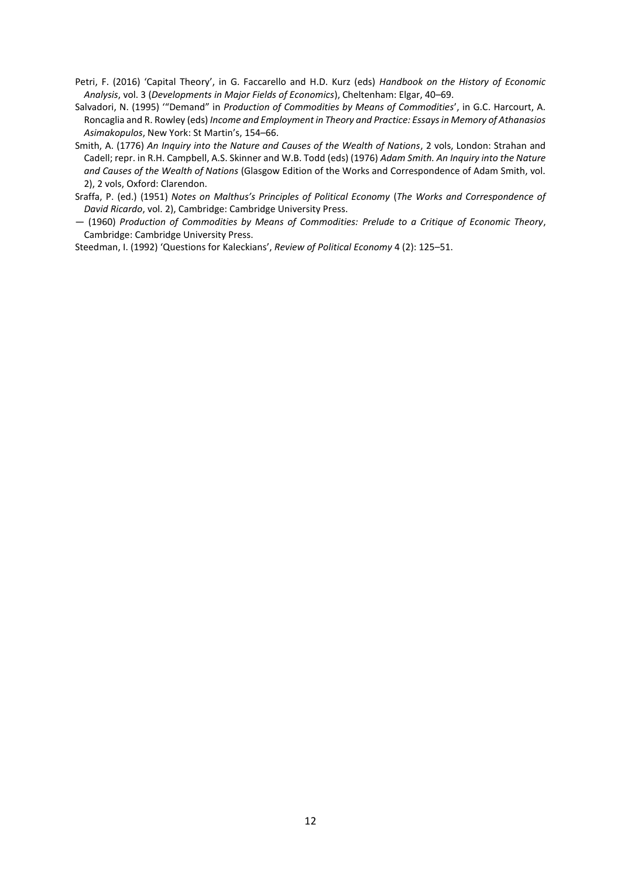Petri, F. (2016) 'Capital Theory', in G. Faccarello and H.D. Kurz (eds) *Handbook on the History of Economic Analysis*, vol. 3 (*Developments in Major Fields of Economics*), Cheltenham: Elgar, 40–69.

Salvadori, N. (1995) '"Demand" in *Production of Commodities by Means of Commodities*', in G.C. Harcourt, A. Roncaglia and R. Rowley (eds) *Income and Employment in Theory and Practice: Essays in Memory of Athanasios Asimakopulos*, New York: St Martin's, 154–66.

Smith, A. (1776) *An Inquiry into the Nature and Causes of the Wealth of Nations*, 2 vols, London: Strahan and Cadell; repr. in R.H. Campbell, A.S. Skinner and W.B. Todd (eds) (1976) *Adam Smith. An Inquiry into the Nature and Causes of the Wealth of Nations* (Glasgow Edition of the Works and Correspondence of Adam Smith, vol. 2), 2 vols, Oxford: Clarendon.

Sraffa, P. (ed.) (1951) *Notes on Malthus's Principles of Political Economy* (*The Works and Correspondence of David Ricardo*, vol. 2), Cambridge: Cambridge University Press.

— (1960) *Production of Commodities by Means of Commodities: Prelude to a Critique of Economic Theory*, Cambridge: Cambridge University Press.

Steedman, I. (1992) 'Questions for Kaleckians', *Review of Political Economy* 4 (2): 125–51.